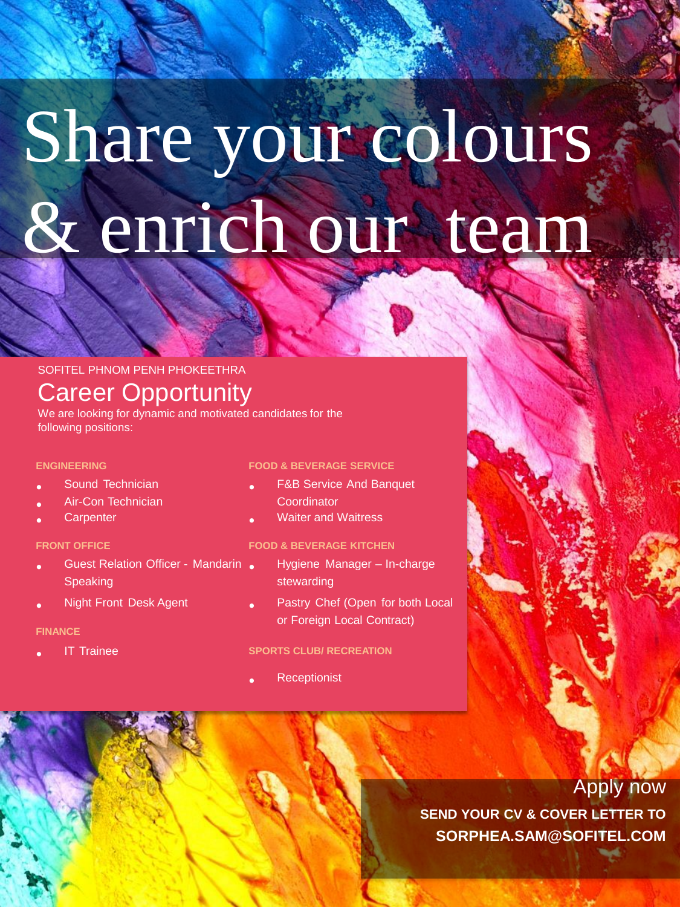# Share your colours & enrich our team

SOFITEL PHNOM PENH PHOKEETHRA

## Career Opportunity

We are looking for dynamic and motivated candidates for the following positions:

**ENGINEERING**

- Sound Technician
- Air-Con Technician
- Carpenter

**FRONT OFFICE**

- Guest Relation Officer - Mandarin Speaking
- Night Front Desk Agent

**FINANCE**

- IT Trainee

**FOOD & BEVERAGE SERVICE**

- F&B Service And Banquet Coordinator
- Waiter and Waitress

**FOOD & BEVERAGE KITCHEN**

- Hygiene Manager – In-charge stewarding
- Pastry Chef (Open for both Local or Foreign Local Contract)

**SPORTS CLUB/ RECREATION**

- Receptionist

### Apply now

**SEND YOUR CV & COVER LETTER TO**
**SORPHEA.SAM@SOFITEL.COM**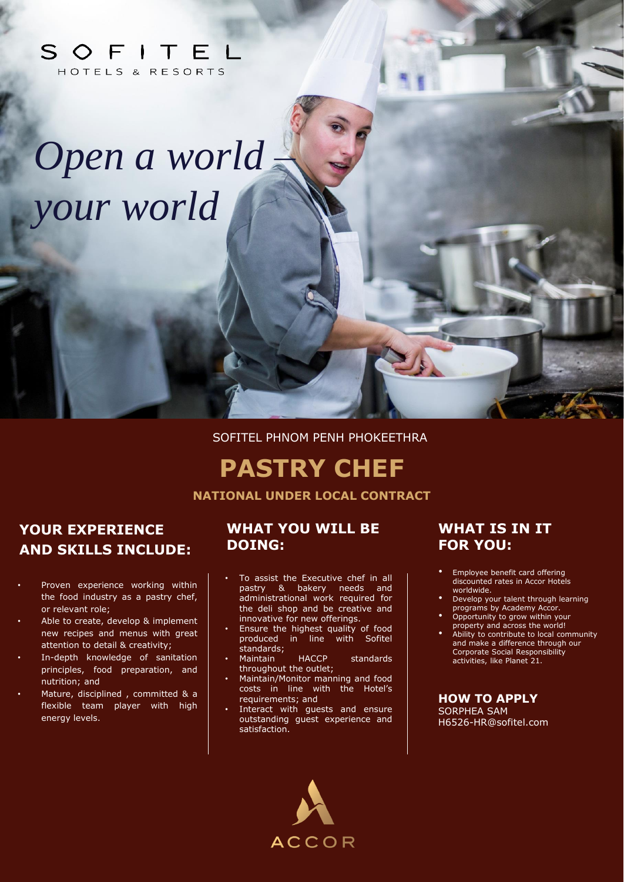SOFITEL
HOTELS & RESORTS

*Open a world – your world*

SOFITEL PHNOM PENH PHOKEETHRA

# PASTRY CHEF

**NATIONAL UNDER LOCAL CONTRACT**

## YOUR EXPERIENCE AND SKILLS INCLUDE:

- Proven experience working within the food industry as a pastry chef, or relevant role;
- Able to create, develop & implement new recipes and menus with great attention to detail & creativity;
- In-depth knowledge of sanitation principles, food preparation, and nutrition; and
- Mature, disciplined , committed & a flexible team player with high energy levels.

## WHAT YOU WILL BE DOING:

- To assist the Executive chef in all pastry & bakery needs and administrational work required for the deli shop and be creative and innovative for new offerings.
- Ensure the highest quality of food produced in line with Sofitel standards;
- Maintain HACCP standards throughout the outlet;
- Maintain/Monitor manning and food costs in line with the Hotel's requirements; and
- Interact with guests and ensure outstanding guest experience and satisfaction.

## WHAT IS IN IT FOR YOU:

- Employee benefit card offering discounted rates in Accor Hotels worldwide.
- Develop your talent through learning programs by Academy Accor.
- Opportunity to grow within your property and across the world!
- Ability to contribute to local community and make a difference through our Corporate Social Responsibility activities, like Planet 21.

### HOW TO APPLY

SORPHEA SAM
H6526-HR@sofitel.com

ACCOR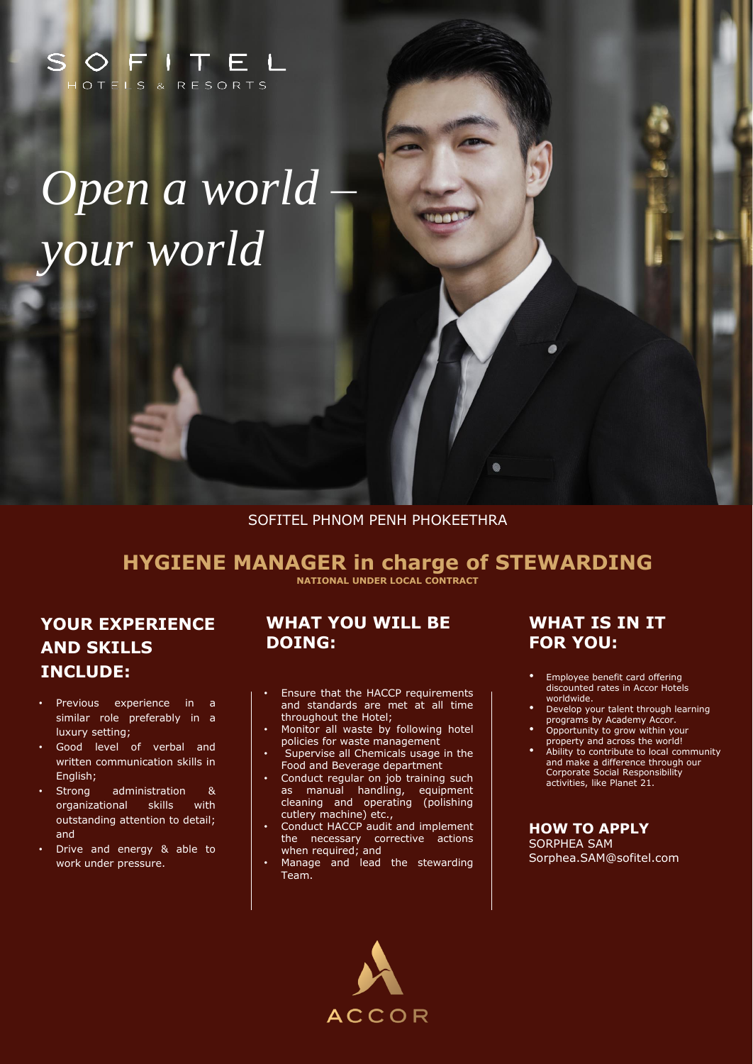SOFITEL
HOTELS & RESORTS

*Open a world – your world*

SOFITEL PHNOM PENH PHOKEETHRA

## HYGIENE MANAGER in charge of STEWARDING

**NATIONAL UNDER LOCAL CONTRACT**

### YOUR EXPERIENCE AND SKILLS INCLUDE:

- Previous experience in a similar role preferably in a luxury setting;
- Good level of verbal and written communication skills in English;
- Strong administration & organizational skills with outstanding attention to detail; and
- Drive and energy & able to work under pressure.

### WHAT YOU WILL BE DOING:

- Ensure that the HACCP requirements and standards are met at all time throughout the Hotel;
- Monitor all waste by following hotel policies for waste management
- Supervise all Chemicals usage in the Food and Beverage department
- Conduct regular on job training such as manual handling, equipment cleaning and operating (polishing cutlery machine) etc.,
- Conduct HACCP audit and implement the necessary corrective actions when required; and
- Manage and lead the stewarding Team.

### WHAT IS IN IT FOR YOU:

- Employee benefit card offering discounted rates in Accor Hotels worldwide.
- Develop your talent through learning programs by Academy Accor.
- Opportunity to grow within your property and across the world!
- Ability to contribute to local community and make a difference through our Corporate Social Responsibility activities, like Planet 21.

### HOW TO APPLY

SORPHEA SAM
Sorphea.SAM@sofitel.com

ACCOR